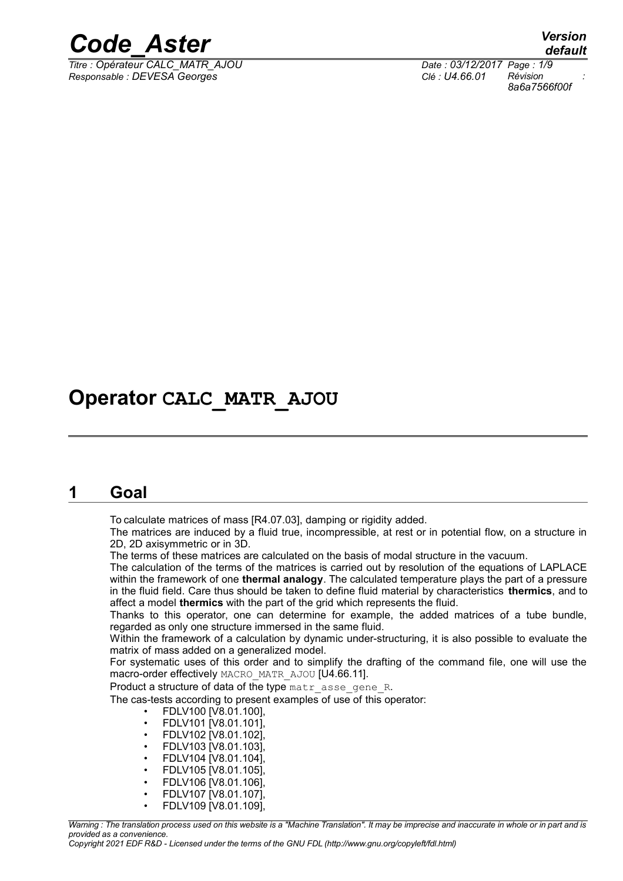# Operator CALC_MATR_AJOU

## 1 Goal

To calculate matrices of mass [R4.07.03], damping or rigidity added.

The matrices are induced by a fluid true, incompressible, at rest or in potential flow, on a structure in 2D, 2D axisymmetric or in 3D.

The terms of these matrices are calculated on the basis of modal structure in the vacuum.

The calculation of the terms of the matrices is carried out by resolution of the equations of LAPLACE within the framework of one **thermal analogy**. The calculated temperature plays the part of a pressure in the fluid field. Care thus should be taken to define fluid material by characteristics **thermics**, and to affect a model **thermics** with the part of the grid which represents the fluid.

Thanks to this operator, one can determine for example, the added matrices of a tube bundle, regarded as only one structure immersed in the same fluid.

Within the framework of a calculation by dynamic under-structuring, it is also possible to evaluate the matrix of mass added on a generalized model.

For systematic uses of this order and to simplify the drafting of the command file, one will use the macro-order effectively MACRO_MATR_AJOU [U4.66.11].

Product a structure of data of the type matr_asse_gene_R.

The cas-tests according to present examples of use of this operator:

- FDLV100 [V8.01.100],
- FDLV101 [V8.01.101],
- FDLV102 [V8.01.102],
- FDLV103 [V8.01.103],
- FDLV104 [V8.01.104],
- FDLV105 [V8.01.105],
- FDLV106 [V8.01.106],
- FDLV107 [V8.01.107],
- FDLV109 [V8.01.109],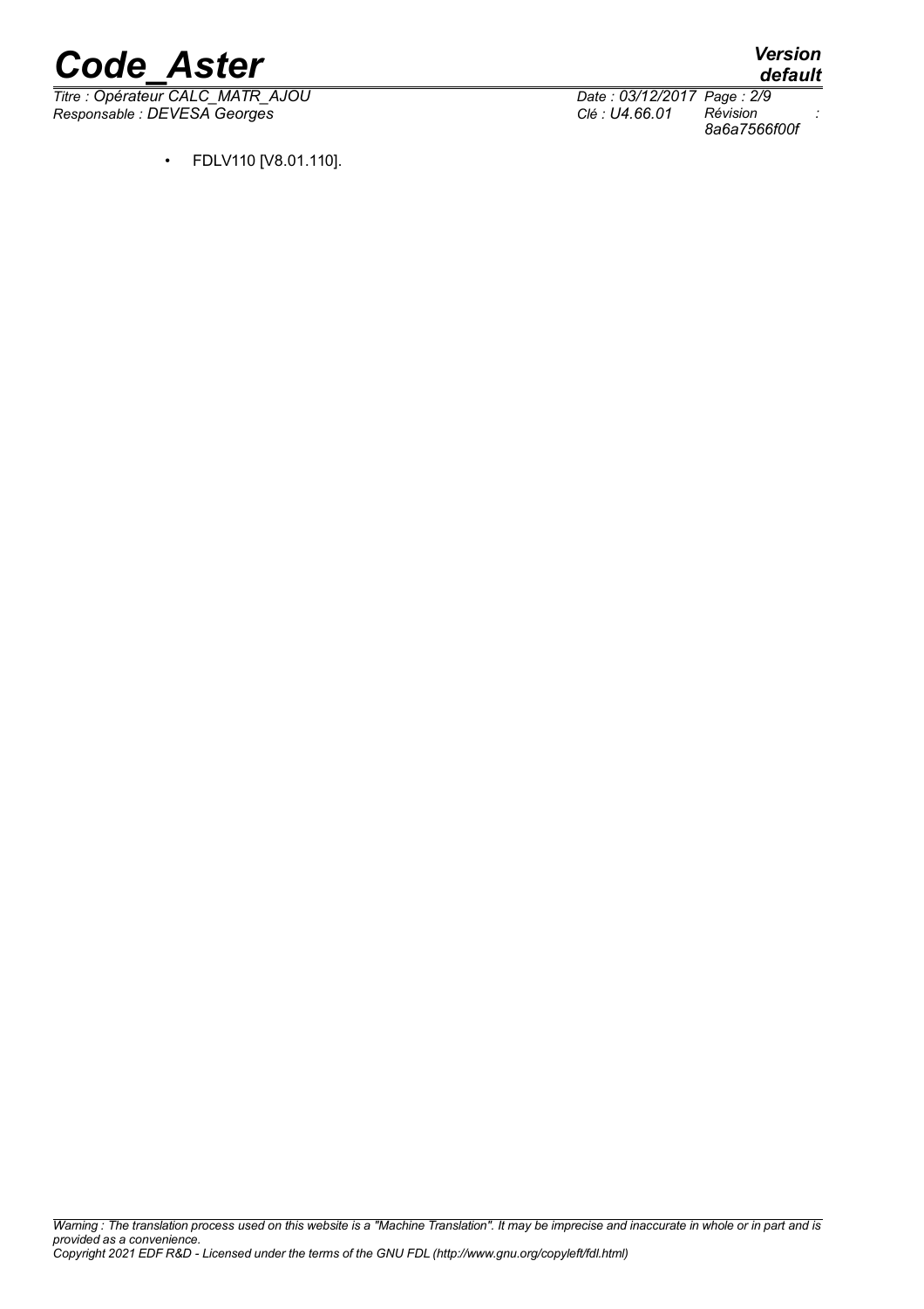- FDLV110 [V8.01.110].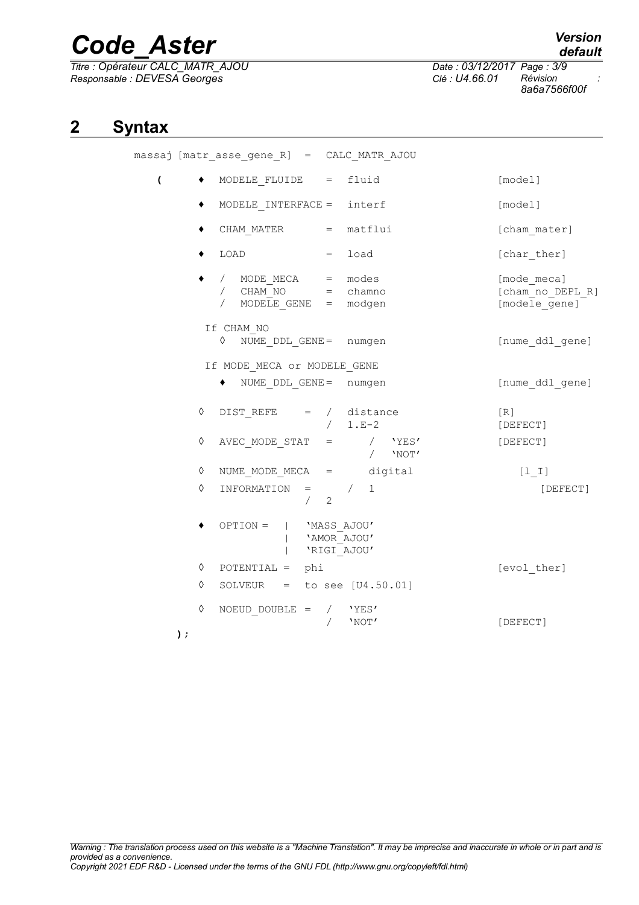## 2 Syntax

```
massaj [matr_asse_gene_R] = CALC_MATR_AJOU

  (   ♦  MODELE_FLUIDE    =  fluid                     [model]

      ♦  MODELE_INTERFACE =  interf                    [model]

      ♦  CHAM_MATER       =  matflui                   [cham_mater]

      ♦  LOAD             =  load                      [char_ther]

      ♦  /  MODE_MECA     =  modes                     [mode_meca]
         /  CHAM_NO       =  chamno                    [cham_no_DEPL_R]
         /  MODELE_GENE   =  modgen                    [modele_gene]

       If CHAM_NO
         ◊  NUME_DDL_GENE=  numgen                     [nume_ddl_gene]

       If MODE_MECA or MODELE_GENE
         ♦  NUME_DDL_GENE=  numgen                     [nume_ddl_gene]

      ◊  DIST_REFE     =  /  distance                  [R]
                          /  1.E-2                     [DEFECT]
      ◊  AVEC_MODE_STAT  =     /  'YES'                [DEFECT]
                               /  'NOT'
      ◊  NUME_MODE_MECA  =     digital                 [l_I]
      ◊  INFORMATION   =      /  1                     [DEFECT]
                           /  2

      ♦  OPTION =  |  'MASS_AJOU'
                   |  'AMOR_AJOU'
                   |  'RIGI_AJOU'
      ◊  POTENTIAL =  phi                              [evol_ther]
      ◊  SOLVEUR   =  to see [U4.50.01]

      ◊  NOEUD_DOUBLE =  /  'YES'
                         /  'NOT'                      [DEFECT]
  );
```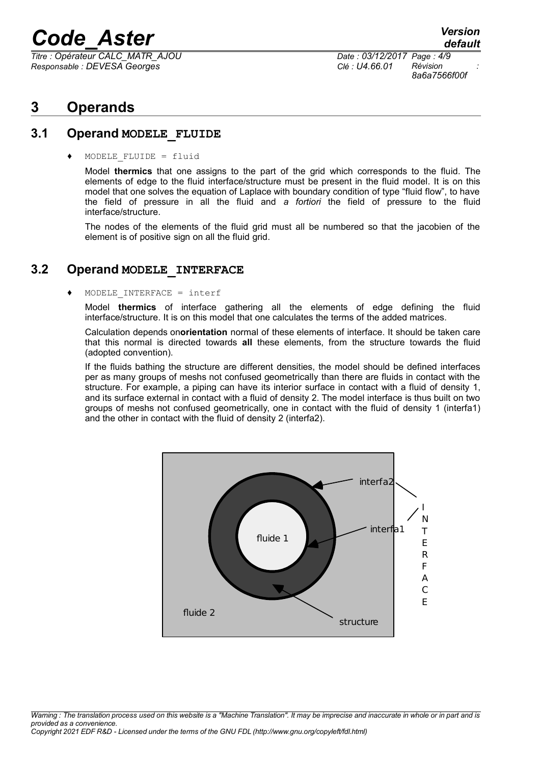# 3 Operands

## 3.1 Operand MODELE_FLUIDE

♦ MODELE_FLUIDE = fluid

Model **thermics** that one assigns to the part of the grid which corresponds to the fluid. The elements of edge to the fluid interface/structure must be present in the fluid model. It is on this model that one solves the equation of Laplace with boundary condition of type "fluid flow", to have the field of pressure in all the fluid and *a fortiori* the field of pressure to the fluid interface/structure.

The nodes of the elements of the fluid grid must all be numbered so that the jacobien of the element is of positive sign on all the fluid grid.

## 3.2 Operand MODELE_INTERFACE

♦ MODELE_INTERFACE = interf

Model **thermics** of interface gathering all the elements of edge defining the fluid interface/structure. It is on this model that one calculates the terms of the added matrices.

Calculation depends on**orientation** normal of these elements of interface. It should be taken care that this normal is directed towards **all** these elements, from the structure towards the fluid (adopted convention).

If the fluids bathing the structure are different densities, the model should be defined interfaces per as many groups of meshs not confused geometrically than there are fluids in contact with the structure. For example, a piping can have its interior surface in contact with a fluid of density 1, and its surface external in contact with a fluid of density 2. The model interface is thus built on two groups of meshs not confused geometrically, one in contact with the fluid of density 1 (interfa1) and the other in contact with the fluid of density 2 (interfa2).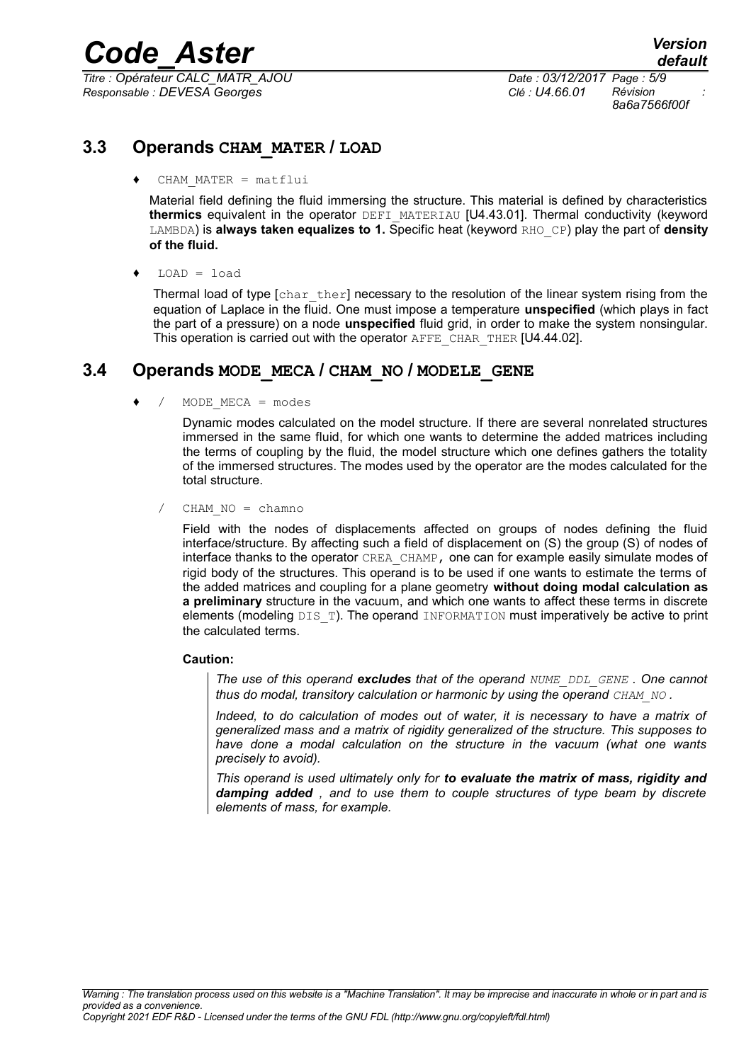## 3.3 Operands CHAM_MATER / LOAD

♦ CHAM_MATER = matflui

Material field defining the fluid immersing the structure. This material is defined by characteristics **thermics** equivalent in the operator DEFI_MATERIAU [U4.43.01]. Thermal conductivity (keyword LAMBDA) is **always taken equalizes to 1.** Specific heat (keyword RHO_CP) play the part of **density of the fluid.**

♦ LOAD = load

Thermal load of type [char_ther] necessary to the resolution of the linear system rising from the equation of Laplace in the fluid. One must impose a temperature **unspecified** (which plays in fact the part of a pressure) on a node **unspecified** fluid grid, in order to make the system nonsingular. This operation is carried out with the operator AFFE_CHAR_THER [U4.44.02].

## 3.4 Operands MODE_MECA / CHAM_NO / MODELE_GENE

♦ / MODE_MECA = modes

Dynamic modes calculated on the model structure. If there are several nonrelated structures immersed in the same fluid, for which one wants to determine the added matrices including the terms of coupling by the fluid, the model structure which one defines gathers the totality of the immersed structures. The modes used by the operator are the modes calculated for the total structure.

/ CHAM_NO = chamno

Field with the nodes of displacements affected on groups of nodes defining the fluid interface/structure. By affecting such a field of displacement on (S) the group (S) of nodes of interface thanks to the operator CREA_CHAMP, one can for example easily simulate modes of rigid body of the structures. This operand is to be used if one wants to estimate the terms of the added matrices and coupling for a plane geometry **without doing modal calculation as a preliminary** structure in the vacuum, and which one wants to affect these terms in discrete elements (modeling DIS_T). The operand INFORMATION must imperatively be active to print the calculated terms.

**Caution:**

> *The use of this operand **excludes** that of the operand NUME_DDL_GENE . One cannot thus do modal, transitory calculation or harmonic by using the operand CHAM_NO .*
>
> *Indeed, to do calculation of modes out of water, it is necessary to have a matrix of generalized mass and a matrix of rigidity generalized of the structure. This supposes to have done a modal calculation on the structure in the vacuum (what one wants precisely to avoid).*
>
> *This operand is used ultimately only for **to evaluate the matrix of mass, rigidity and damping added** , and to use them to couple structures of type beam by discrete elements of mass, for example.*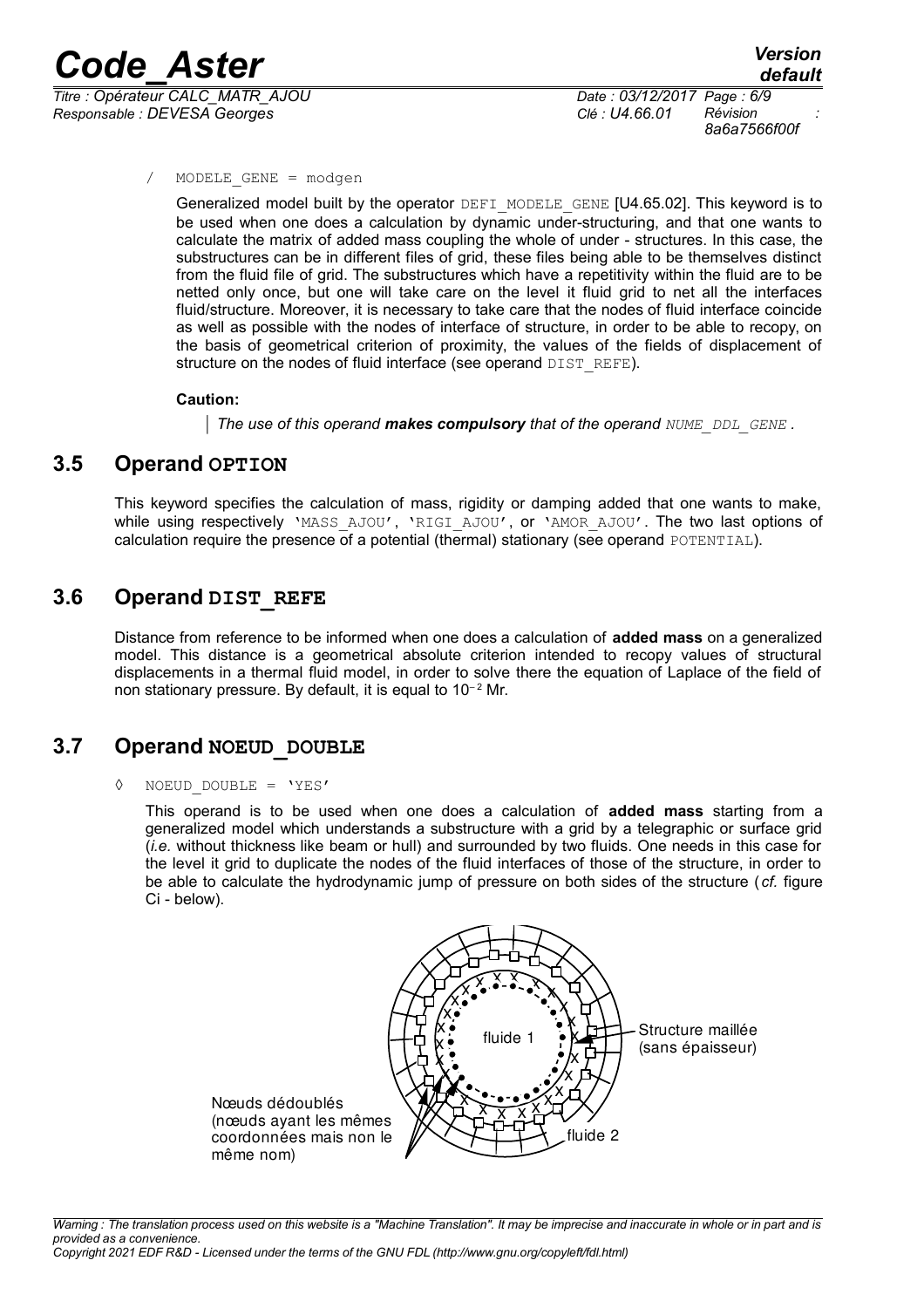/ MODELE_GENE = modgen

Generalized model built by the operator DEFI_MODELE_GENE [U4.65.02]. This keyword is to be used when one does a calculation by dynamic under-structuring, and that one wants to calculate the matrix of added mass coupling the whole of under - structures. In this case, the substructures can be in different files of grid, these files being able to be themselves distinct from the fluid file of grid. The substructures which have a repetitivity within the fluid are to be netted only once, but one will take care on the level it fluid grid to net all the interfaces fluid/structure. Moreover, it is necessary to take care that the nodes of fluid interface coincide as well as possible with the nodes of interface of structure, in order to be able to recopy, on the basis of geometrical criterion of proximity, the values of the fields of displacement of structure on the nodes of fluid interface (see operand DIST_REFE).

**Caution:**

> *The use of this operand **makes compulsory** that of the operand NUME_DDL_GENE .*

## 3.5 Operand OPTION

This keyword specifies the calculation of mass, rigidity or damping added that one wants to make, while using respectively 'MASS_AJOU', 'RIGI_AJOU', or 'AMOR_AJOU'. The two last options of calculation require the presence of a potential (thermal) stationary (see operand POTENTIAL).

## 3.6 Operand DIST_REFE

Distance from reference to be informed when one does a calculation of **added mass** on a generalized model. This distance is a geometrical absolute criterion intended to recopy values of structural displacements in a thermal fluid model, in order to solve there the equation of Laplace of the field of non stationary pressure. By default, it is equal to $10^{-2}$ Mr.

## 3.7 Operand NOEUD_DOUBLE

◊ NOEUD_DOUBLE = 'YES'

This operand is to be used when one does a calculation of **added mass** starting from a generalized model which understands a substructure with a grid by a telegraphic or surface grid (*i.e.* without thickness like beam or hull) and surrounded by two fluids. One needs in this case for the level it grid to duplicate the nodes of the fluid interfaces of those of the structure, in order to be able to calculate the hydrodynamic jump of pressure on both sides of the structure (*cf.* figure Ci - below).

fluide 1

Structure maillée (sans épaisseur)

Nœuds dédoublés (nœuds ayant les mêmes coordonnées mais non le même nom)

fluide 2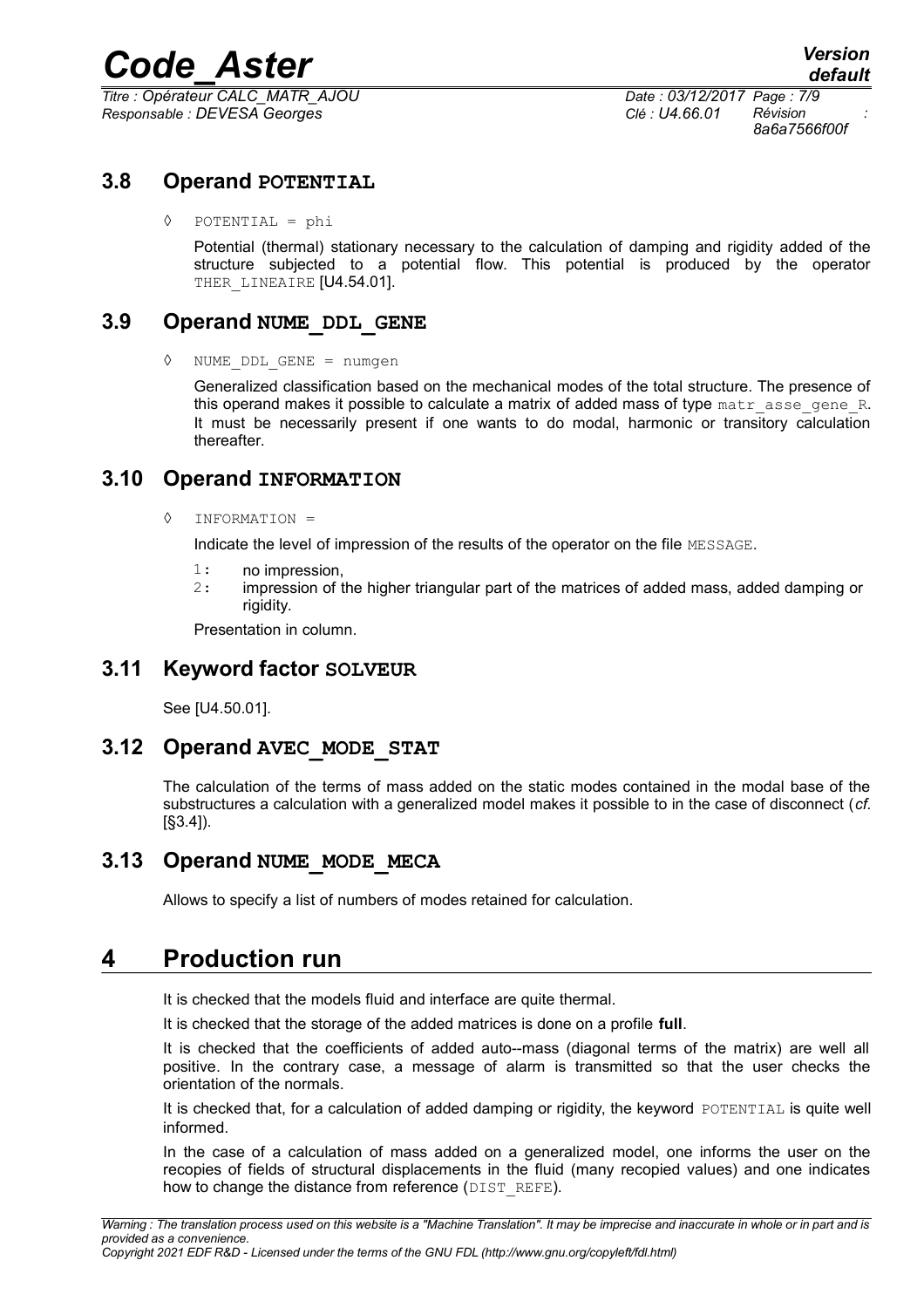## 3.8 Operand POTENTIAL

◊ POTENTIAL = phi

Potential (thermal) stationary necessary to the calculation of damping and rigidity added of the structure subjected to a potential flow. This potential is produced by the operator THER_LINEAIRE [U4.54.01].

## 3.9 Operand NUME_DDL_GENE

◊ NUME_DDL_GENE = numgen

Generalized classification based on the mechanical modes of the total structure. The presence of this operand makes it possible to calculate a matrix of added mass of type matr_asse_gene_R. It must be necessarily present if one wants to do modal, harmonic or transitory calculation thereafter.

## 3.10 Operand INFORMATION

◊ INFORMATION =

Indicate the level of impression of the results of the operator on the file MESSAGE.

1: no impression,
2: impression of the higher triangular part of the matrices of added mass, added damping or rigidity.

Presentation in column.

## 3.11 Keyword factor SOLVEUR

See [U4.50.01].

## 3.12 Operand AVEC_MODE_STAT

The calculation of the terms of mass added on the static modes contained in the modal base of the substructures a calculation with a generalized model makes it possible to in the case of disconnect (*cf.* [§3.4]).

## 3.13 Operand NUME_MODE_MECA

Allows to specify a list of numbers of modes retained for calculation.

# 4 Production run

It is checked that the models fluid and interface are quite thermal.

It is checked that the storage of the added matrices is done on a profile **full**.

It is checked that the coefficients of added auto--mass (diagonal terms of the matrix) are well all positive. In the contrary case, a message of alarm is transmitted so that the user checks the orientation of the normals.

It is checked that, for a calculation of added damping or rigidity, the keyword POTENTIAL is quite well informed.

In the case of a calculation of mass added on a generalized model, one informs the user on the recopies of fields of structural displacements in the fluid (many recopied values) and one indicates how to change the distance from reference (DIST_REFE).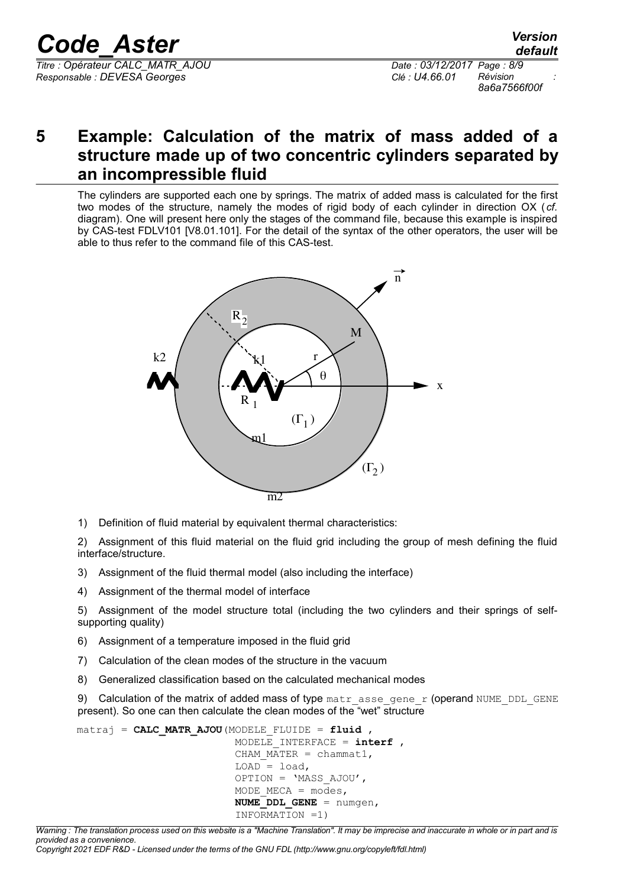# 5 Example: Calculation of the matrix of mass added of a structure made up of two concentric cylinders separated by an incompressible fluid

The cylinders are supported each one by springs. The matrix of added mass is calculated for the first two modes of the structure, namely the modes of rigid body of each cylinder in direction OX (*cf.* diagram). One will present here only the stages of the command file, because this example is inspired by CAS-test FDLV101 [V8.01.101]. For the detail of the syntax of the other operators, the user will be able to thus refer to the command file of this CAS-test.

1) Definition of fluid material by equivalent thermal characteristics:

2) Assignment of this fluid material on the fluid grid including the group of mesh defining the fluid interface/structure.

3) Assignment of the fluid thermal model (also including the interface)

4) Assignment of the thermal model of interface

5) Assignment of the model structure total (including the two cylinders and their springs of self-supporting quality)

6) Assignment of a temperature imposed in the fluid grid

7) Calculation of the clean modes of the structure in the vacuum

8) Generalized classification based on the calculated mechanical modes

9) Calculation of the matrix of added mass of type `matr_asse_gene_r` (operand `NUME_DDL_GENE` present). So one can then calculate the clean modes of the "wet" structure

```
matraj = CALC_MATR_AJOU(MODELE_FLUIDE = fluid ,
                        MODELE_INTERFACE = interf ,
                        CHAM_MATER = chammat1,
                        LOAD = load,
                        OPTION = 'MASS_AJOU',
                        MODE_MECA = modes,
                        NUME_DDL_GENE = numgen,
                        INFORMATION =1)
```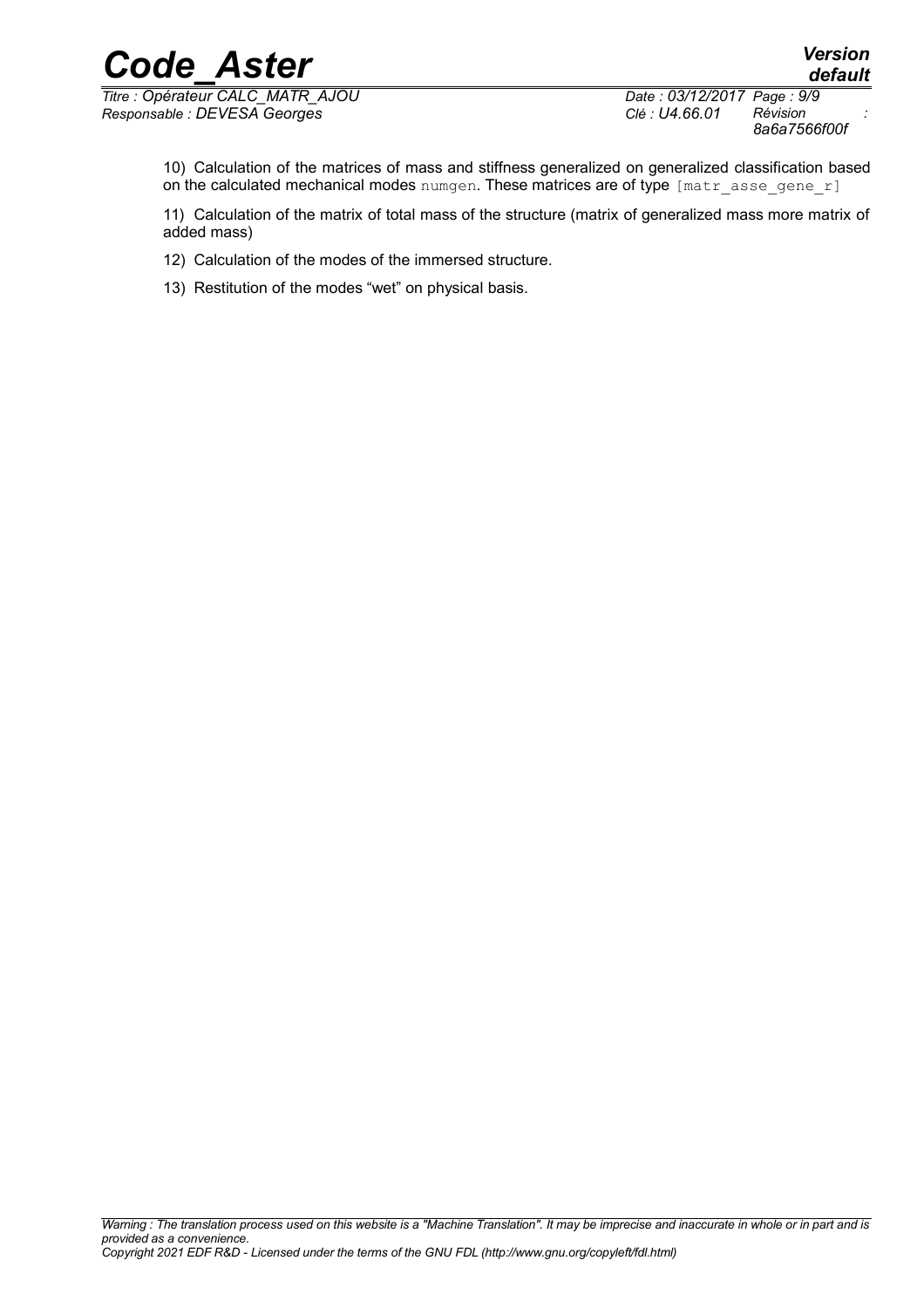10) Calculation of the matrices of mass and stiffness generalized on generalized classification based on the calculated mechanical modes `numgen`. These matrices are of type `[matr_asse_gene_r]`

11) Calculation of the matrix of total mass of the structure (matrix of generalized mass more matrix of added mass)

12) Calculation of the modes of the immersed structure.

13) Restitution of the modes “wet” on physical basis.